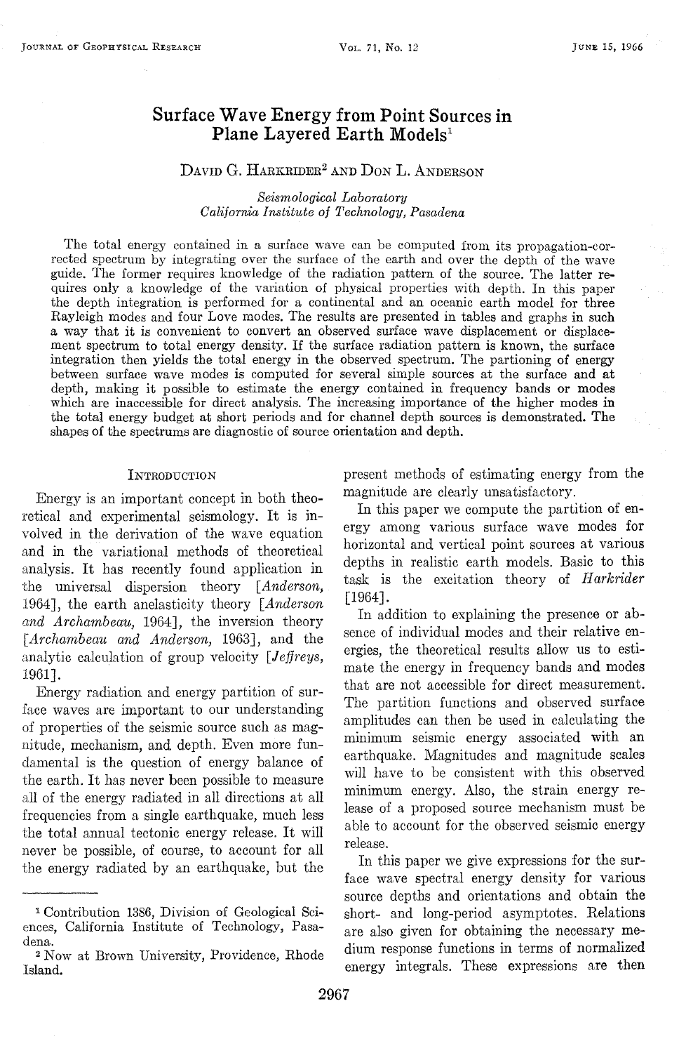# Surface Wave Energy from Point Sources in Plane Layered Earth Models[1]

David G. Harkrider[2] and Don L. Anderson

*Seismological Laboratory*
*California Institute of Technology, Pasadena*

The total energy contained in a surface wave can be computed from its propagation-corrected spectrum by integrating over the surface of the earth and over the depth of the wave guide. The former requires knowledge of the radiation pattern of the source. The latter requires only a knowledge of the variation of physical properties with depth. In this paper the depth integration is performed for a continental and an oceanic earth model for three Rayleigh modes and four Love modes. The results are presented in tables and graphs in such a way that it is convenient to convert an observed surface wave displacement or displacement spectrum to total energy density. If the surface radiation pattern is known, the surface integration then yields the total energy in the observed spectrum. The partioning of energy between surface wave modes is computed for several simple sources at the surface and at depth, making it possible to estimate the energy contained in frequency bands or modes which are inaccessible for direct analysis. The increasing importance of the higher modes in the total energy budget at short periods and for channel depth sources is demonstrated. The shapes of the spectrums are diagnostic of source orientation and depth.

## Introduction

Energy is an important concept in both theoretical and experimental seismology. It is involved in the derivation of the wave equation and in the variational methods of theoretical analysis. It has recently found application in the universal dispersion theory [*Anderson*, 1964], the earth anelasticity theory [*Anderson and Archambeau*, 1964], the inversion theory [*Archambeau and Anderson*, 1963], and the analytic calculation of group velocity [*Jeffreys*, 1961].

Energy radiation and energy partition of surface waves are important to our understanding of properties of the seismic source such as magnitude, mechanism, and depth. Even more fundamental is the question of energy balance of the earth. It has never been possible to measure all of the energy radiated in all directions at all frequencies from a single earthquake, much less the total annual tectonic energy release. It will never be possible, of course, to account for all the energy radiated by an earthquake, but the present methods of estimating energy from the magnitude are clearly unsatisfactory.

In this paper we compute the partition of energy among various surface wave modes for horizontal and vertical point sources at various depths in realistic earth models. Basic to this task is the excitation theory of *Harkrider* [1964].

In addition to explaining the presence or absence of individual modes and their relative energies, the theoretical results allow us to estimate the energy in frequency bands and modes that are not accessible for direct measurement. The partition functions and observed surface amplitudes can then be used in calculating the minimum seismic energy associated with an earthquake. Magnitudes and magnitude scales will have to be consistent with this observed minimum energy. Also, the strain energy release of a proposed source mechanism must be able to account for the observed seismic energy release.

In this paper we give expressions for the surface wave spectral energy density for various source depths and orientations and obtain the short- and long-period asymptotes. Relations are also given for obtaining the necessary medium response functions in terms of normalized energy integrals. These expressions are then

---

[1] Contribution 1386, Division of Geological Sciences, California Institute of Technology, Pasadena.

[2] Now at Brown University, Providence, Rhode Island.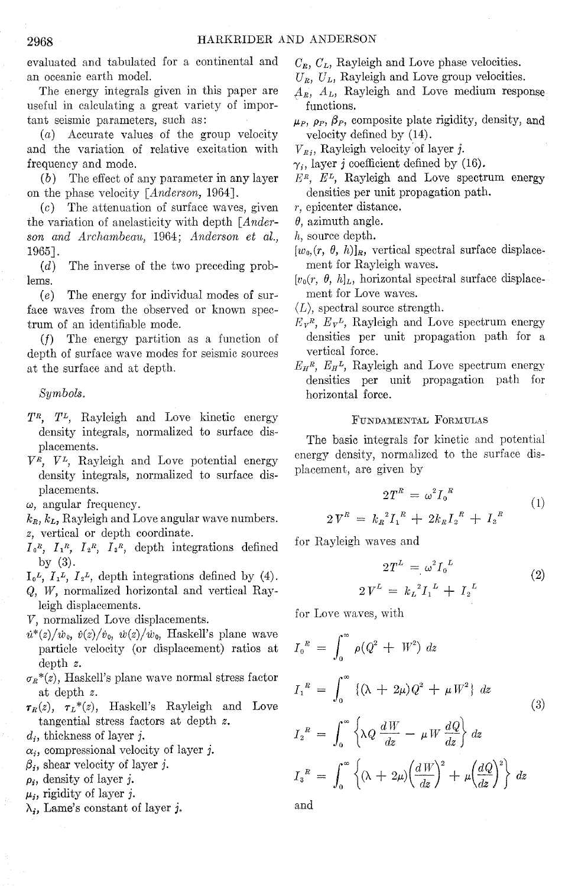evaluated and tabulated for a continental and an oceanic earth model.

The energy integrals given in this paper are useful in calculating a great variety of important seismic parameters, such as:

(*a*) Accurate values of the group velocity and the variation of relative excitation with frequency and mode.

(*b*) The effect of any parameter in any layer on the phase velocity [*Anderson*, 1964].

(*c*) The attenuation of surface waves, given the variation of anelasticity with depth [*Anderson and Archambeau*, 1964; *Anderson et al.*, 1965].

(*d*) The inverse of the two preceding problems.

(*e*) The energy for individual modes of surface waves from the observed or known spectrum of an identifiable mode.

(*f*) The energy partition as a function of depth of surface wave modes for seismic sources at the surface and at depth.

*Symbols.*

$T^R$, $T^L$, Rayleigh and Love kinetic energy density integrals, normalized to surface displacements.

$V^R$, $V^L$, Rayleigh and Love potential energy density integrals, normalized to surface displacements.

$\omega$, angular frequency.

$k_R$, $k_L$, Rayleigh and Love angular wave numbers.

$z$, vertical or depth coordinate.

$I_0^R$, $I_1^R$, $I_2^R$, $I_3^R$, depth integrations defined by (3).

$I_0^L$, $I_1^L$, $I_2^L$, depth integrations defined by (4).

$Q$, $W$, normalized horizontal and vertical Rayleigh displacements.

$V$, normalized Love displacements.

$\dot{u}^*(z)/\dot{w}_0$, $\dot{v}(z)/\dot{v}_0$, $\dot{w}(z)/\dot{w}_0$, Haskell's plane wave particle velocity (or displacement) ratios at depth $z$.

$\sigma_R^*(z)$, Haskell's plane wave normal stress factor at depth $z$.

$\tau_R(z)$, $\tau_L^*(z)$, Haskell's Rayleigh and Love tangential stress factors at depth $z$.

$d_j$, thickness of layer $j$.

$\alpha_j$, compressional velocity of layer $j$.

$\beta_j$, shear velocity of layer $j$.

$\rho_j$, density of layer $j$.

$\mu_j$, rigidity of layer $j$.

$\lambda_j$, Lame's constant of layer $j$.

$C_R$, $C_L$, Rayleigh and Love phase velocities.

$U_R$, $U_L$, Rayleigh and Love group velocities.

$A_R$, $A_L$, Rayleigh and Love medium response functions.

$\mu_P$, $\rho_P$, $\beta_P$, composite plate rigidity, density, and velocity defined by (14).

$V_{Rj}$, Rayleigh velocity of layer $j$.

$\gamma_j$, layer $j$ coefficient defined by (16).

$E^R$, $E^L$, Rayleigh and Love spectrum energy densities per unit propagation path.

$r$, epicenter distance.

$\theta$, azimuth angle.

$h$, source depth.

$[w_0(r, \theta, h)]_R$, vertical spectral surface displacement for Rayleigh waves.

$[v_0(r, \theta, h)]_L$, horizontal spectral surface displacement for Love waves.

$\langle L \rangle$, spectral source strength.

$E_V^R$, $E_V^L$, Rayleigh and Love spectrum energy densities per unit propagation path for a vertical force.

$E_H^R$, $E_H^L$, Rayleigh and Love spectrum energy densities per unit propagation path for horizontal force.

## Fundamental Formulas

The basic integrals for kinetic and potential energy density, normalized to the surface displacement, are given by

$$
\begin{aligned}
2T^R &= \omega^2 I_0^R \\
2V^R &= k_R^2 I_1^R + 2k_R I_2^R + I_3^R
\end{aligned}
\tag{1}
$$

for Rayleigh waves and

$$
\begin{aligned}
2T^L &= \omega^2 I_0^L \\
2V^L &= k_L^2 I_1^L + I_2^L
\end{aligned}
\tag{2}
$$

for Love waves, with

$$
\begin{aligned}
I_0^R &= \int_0^\infty \rho(Q^2 + W^2)\, dz \\
I_1^R &= \int_0^\infty \{(\lambda + 2\mu)Q^2 + \mu W^2\}\, dz \\
I_2^R &= \int_0^\infty \left\{\lambda Q \frac{dW}{dz} - \mu W \frac{dQ}{dz}\right\} dz \\
I_3^R &= \int_0^\infty \left\{(\lambda + 2\mu)\left(\frac{dW}{dz}\right)^2 + \mu\left(\frac{dQ}{dz}\right)^2\right\} dz
\end{aligned}
\tag{3}
$$

and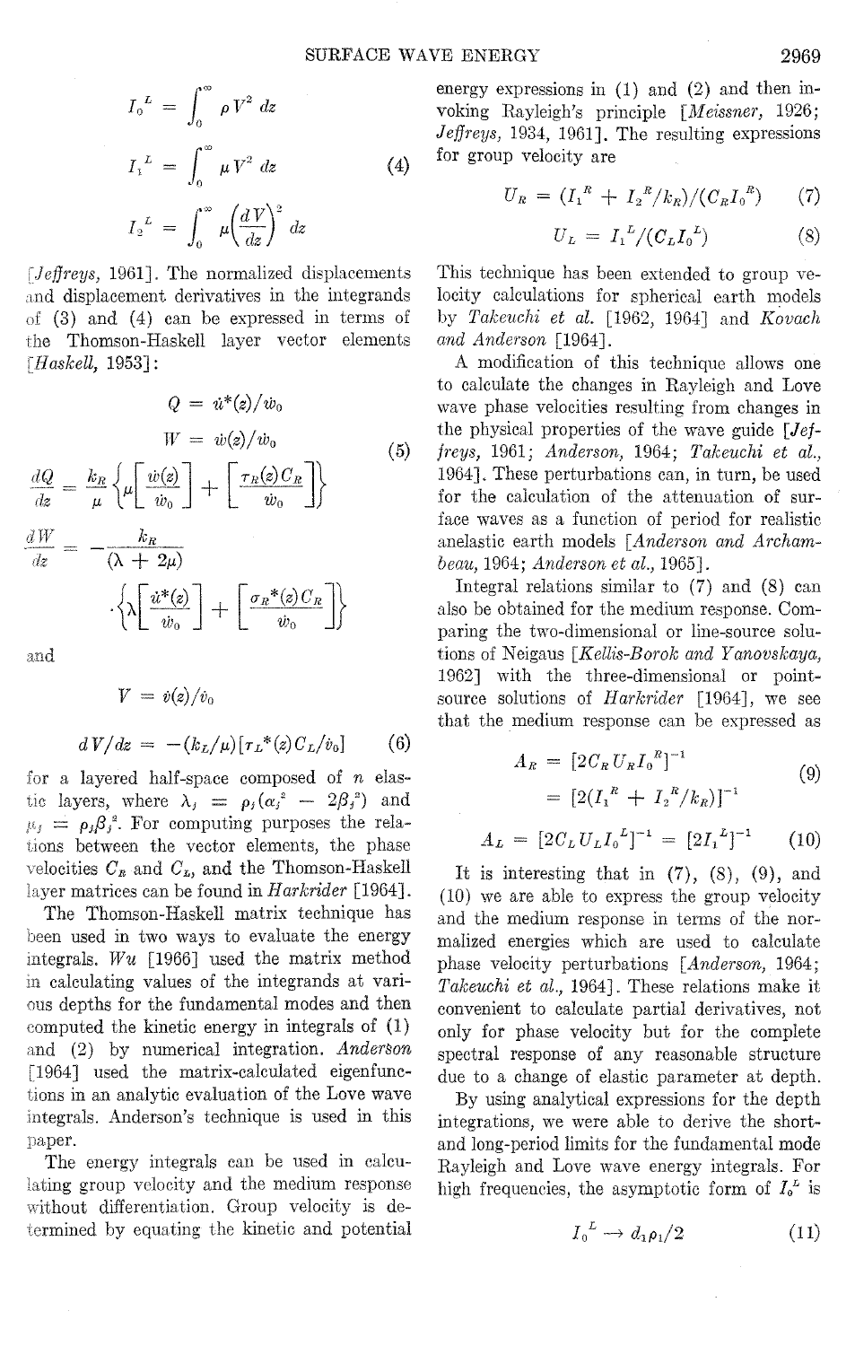$$I_0^L = \int_0^\infty \rho V^2 \, dz$$

$$I_1^L = \int_0^\infty \mu V^2 \, dz \qquad (4)$$

$$I_2^L = \int_0^\infty \mu \left(\frac{dV}{dz}\right)^2 dz$$

[*Jeffreys*, 1961]. The normalized displacements and displacement derivatives in the integrands of (3) and (4) can be expressed in terms of the Thomson-Haskell layer vector elements [*Haskell*, 1953]:

$$Q = \dot{u}^*(z)/\dot{w}_0$$

$$W = \dot{w}(z)/\dot{w}_0 \qquad (5)$$

$$\frac{dQ}{dz} = \frac{k_R}{\mu}\left\{\mu\left[\frac{\dot{w}(z)}{\dot{w}_0}\right] + \left[\frac{\tau_R(z)C_R}{\dot{w}_0}\right]\right\}$$

$$\frac{dW}{dz} = -\frac{k_R}{(\lambda + 2\mu)} \cdot \left\{\lambda\left[\frac{\dot{u}^*(z)}{\dot{w}_0}\right] + \left[\frac{\sigma_R^*(z)C_R}{\dot{w}_0}\right]\right\}$$

and

$$V = \dot{v}(z)/\dot{v}_0$$

$$dV/dz = -(k_L/\mu)[\tau_L^*(z)C_L/\dot{v}_0] \qquad (6)$$

for a layered half-space composed of $n$ elastic layers, where $\lambda_j = \rho_j(\alpha_j^2 - 2\beta_j^2)$ and $\mu_j = \rho_j\beta_j^2$. For computing purposes the relations between the vector elements, the phase velocities $C_R$ and $C_L$, and the Thomson-Haskell layer matrices can be found in *Harkrider* [1964].

The Thomson-Haskell matrix technique has been used in two ways to evaluate the energy integrals. *Wu* [1966] used the matrix method in calculating values of the integrands at various depths for the fundamental modes and then computed the kinetic energy in integrals of (1) and (2) by numerical integration. *Anderson* [1964] used the matrix-calculated eigenfunctions in an analytic evaluation of the Love wave integrals. Anderson's technique is used in this paper.

The energy integrals can be used in calculating group velocity and the medium response without differentiation. Group velocity is determined by equating the kinetic and potential energy expressions in (1) and (2) and then invoking Rayleigh's principle [*Meissner*, 1926; *Jeffreys*, 1934, 1961]. The resulting expressions for group velocity are

$$U_R = (I_1^R + I_2^R/k_R)/(C_R I_0^R) \qquad (7)$$

$$U_L = I_1^L/(C_L I_0^L) \qquad (8)$$

This technique has been extended to group velocity calculations for spherical earth models by *Takeuchi et al.* [1962, 1964] and *Kovach and Anderson* [1964].

A modification of this technique allows one to calculate the changes in Rayleigh and Love wave phase velocities resulting from changes in the physical properties of the wave guide [*Jeffreys*, 1961; *Anderson*, 1964; *Takeuchi et al.*, 1964]. These perturbations can, in turn, be used for the calculation of the attenuation of surface waves as a function of period for realistic anelastic earth models [*Anderson and Archambeau*, 1964; *Anderson et al.*, 1965].

Integral relations similar to (7) and (8) can also be obtained for the medium response. Comparing the two-dimensional or line-source solutions of Neigaus [*Keilis-Borok and Yanovskaya*, 1962] with the three-dimensional or point-source solutions of *Harkrider* [1964], we see that the medium response can be expressed as

$$A_R = [2C_R U_R I_0^R]^{-1} = [2(I_1^R + I_2^R/k_R)]^{-1} \qquad (9)$$

$$A_L = [2C_L U_L I_0^L]^{-1} = [2I_1^L]^{-1} \qquad (10)$$

It is interesting that in (7), (8), (9), and (10) we are able to express the group velocity and the medium response in terms of the normalized energies which are used to calculate phase velocity perturbations [*Anderson*, 1964; *Takeuchi et al.*, 1964]. These relations make it convenient to calculate partial derivatives, not only for phase velocity but for the complete spectral response of any reasonable structure due to a change of elastic parameter at depth.

By using analytical expressions for the depth integrations, we were able to derive the short- and long-period limits for the fundamental mode Rayleigh and Love wave energy integrals. For high frequencies, the asymptotic form of $I_0^L$ is

$$I_0^L \to d_1\rho_1/2 \qquad (11)$$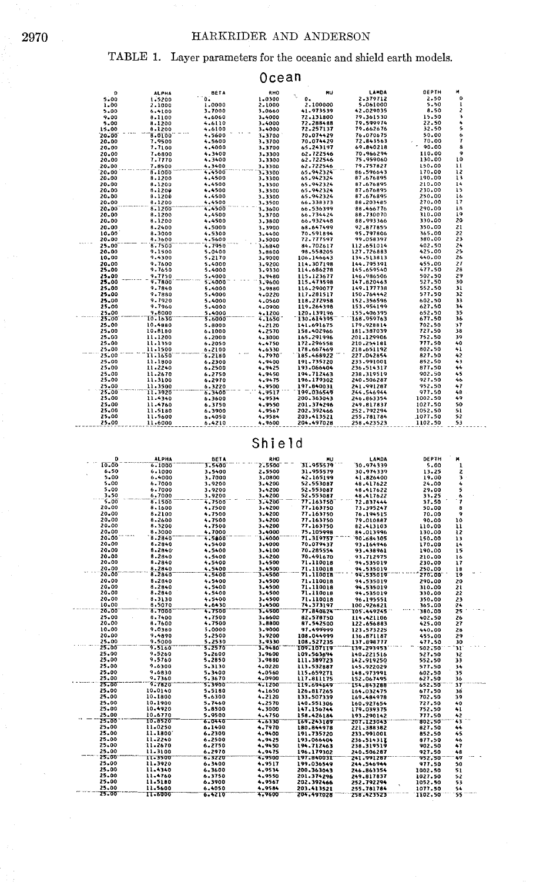TABLE 1. Layer parameters for the oceanic and shield earth models.

## Ocean

| D | ALPHA | BETA | RHO | MU | LAMDA | DEPTH | M |
|---|---|---|---|---|---|---|---|
| 5.00 | 1.5200 | 0. | 1.0300 | 0. | 2.379712 | 2.50 | 0 |
| 1.00 | 2.1000 | 1.0000 | 2.1000 | 2.100000 | 5.061000 | 5.50 | 1 |
| 5.00 | 6.4100 | 3.7000 | 3.0660 | 41.973539 | 42.029035 | 8.50 | 2 |
| 9.00 | 8.1100 | 4.6060 | 3.4000 | 72.131800 | 79.361530 | 15.50 | 3 |
| 5.00 | 8.1200 | 4.6110 | 3.4000 | 72.288488 | 79.599974 | 22.50 | 4 |
| 15.00 | 8.1200 | 4.6100 | 3.4000 | 72.257137 | 79.662676 | 32.50 | 5 |
| 20.00 | 8.0100 | 4.5600 | 3.3700 | 70.074429 | 76.070675 | 50.00 | 6 |
| 20.00 | 7.9500 | 4.5600 | 3.3700 | 70.074429 | 72.843563 | 70.00 | 7 |
| 20.00 | 7.7100 | 4.4000 | 3.3700 | 65.243197 | 69.840218 | 90.00 | 8 |
| 20.00 | 7.6800 | 4.3400 | 3.3300 | 62.722546 | 70.966294 | 110.00 | 9 |
| 20.00 | 7.7770 | 4.3400 | 3.3300 | 62.722546 | 75.959060 | 130.00 | 10 |
| 20.00 | 7.8500 | 4.3400 | 3.3300 | 62.722546 | 79.757827 | 150.00 | 11 |
| 20.00 | 8.1000 | 4.4500 | 3.3300 | 65.942324 | 86.596643 | 170.00 | 12 |
| 20.00 | 8.1200 | 4.4500 | 3.3300 | 65.942324 | 87.676895 | 190.00 | 13 |
| 20.00 | 8.1200 | 4.4500 | 3.3300 | 65.942324 | 87.676895 | 210.00 | 14 |
| 20.00 | 8.1200 | 4.4500 | 3.3300 | 65.942324 | 87.676895 | 230.00 | 15 |
| 20.00 | 8.1200 | 4.4500 | 3.3300 | 65.942324 | 87.676895 | 250.00 | 16 |
| 20.00 | 8.1200 | 4.4500 | 3.3500 | 66.338373 | 88.203485 | 270.00 | 17 |
| 20.00 | 8.1200 | 4.4500 | 3.3600 | 66.536399 | 88.466776 | 290.00 | 18 |
| 20.00 | 8.1200 | 4.4500 | 3.3700 | 66.734424 | 88.730070 | 310.00 | 19 |
| 20.00 | 8.1200 | 4.4500 | 3.3800 | 66.932448 | 88.993366 | 330.00 | 20 |
| 20.00 | 8.2400 | 4.5000 | 3.3900 | 68.647499 | 92.877855 | 350.00 | 21 |
| 10.00 | 8.3000 | 4.5300 | 3.4400 | 70.591894 | 95.797806 | 365.00 | 22 |
| 20.00 | 8.3600 | 4.5600 | 3.5000 | 72.777597 | 99.058397 | 380.00 | 23 |
| 25.00 | 8.7500 | 4.7950 | 3.6840 | 84.702617 | 112.651014 | 402.50 | 24 |
| 20.00 | 9.1500 | 5.0400 | 3.8800 | 98.558205 | 127.726883 | 425.00 | 25 |
| 10.00 | 9.4300 | 5.2170 | 3.9000 | 106.146643 | 134.513813 | 440.00 | 26 |
| 20.00 | 9.7600 | 5.4000 | 3.9200 | 114.307198 | 144.795391 | 455.00 | 27 |
| 25.00 | 9.7650 | 5.4000 | 3.9300 | 114.686278 | 145.659540 | 477.50 | 28 |
| 25.00 | 9.7750 | 5.4000 | 3.9480 | 115.123677 | 146.986506 | 502.50 | 29 |
| 25.00 | 9.7800 | 5.4000 | 3.9600 | 115.473598 | 147.820463 | 527.50 | 30 |
| 25.00 | 9.7840 | 5.4000 | 3.9880 | 116.290077 | 149.177738 | 552.50 | 31 |
| 25.00 | 9.7880 | 5.4000 | 4.0220 | 117.281517 | 150.764442 | 577.50 | 32 |
| 25.00 | 9.7920 | 5.4000 | 4.0560 | 118.272958 | 152.356596 | 602.50 | 33 |
| 25.00 | 9.7960 | 5.4000 | 4.0900 | 119.264398 | 153.954199 | 627.50 | 34 |
| 25.00 | 9.8000 | 5.4000 | 4.1200 | 120.139196 | 155.406395 | 652.50 | 35 |
| 25.00 | 10.1630 | 5.6000 | 4.1650 | 130.614395 | 168.959763 | 677.50 | 36 |
| 25.00 | 10.4980 | 5.8000 | 4.2120 | 141.691675 | 179.928814 | 702.50 | 37 |
| 25.00 | 10.8180 | 6.1000 | 4.2570 | 158.402966 | 181.387039 | 727.50 | 38 |
| 25.00 | 11.1200 | 6.2000 | 4.3000 | 165.291996 | 201.129906 | 752.50 | 39 |
| 25.00 | 11.1350 | 6.2050 | 4.4750 | 172.296558 | 210.254181 | 777.50 | 40 |
| 25.00 | 11.1500 | 6.2100 | 4.6330 | 178.667469 | 218.651192 | 802.50 | 41 |
| 25.00 | 11.1650 | 6.2180 | 4.7970 | 185.468922 | 227.042854 | 827.50 | 42 |
| 25.00 | 11.1800 | 6.2300 | 4.9400 | 191.735720 | 233.991001 | 852.50 | 43 |
| 25.00 | 11.2240 | 6.2500 | 4.9425 | 193.066404 | 236.514317 | 877.50 | 44 |
| 25.00 | 11.2670 | 6.2750 | 4.9450 | 194.712463 | 238.319519 | 902.50 | 45 |
| 25.00 | 11.3100 | 6.2970 | 4.9475 | 196.179302 | 240.506287 | 927.50 | 46 |
| 25.00 | 11.3500 | 6.3220 | 4.9500 | 197.840031 | 241.991287 | 952.50 | 47 |
| 25.00 | 11.3920 | 6.3400 | 4.9517 | 199.036549 | 244.546944 | 977.50 | 48 |
| 25.00 | 11.4340 | 6.3600 | 4.9534 | 200.363043 | 246.863354 | 1002.50 | 49 |
| 25.00 | 11.4760 | 6.3750 | 4.9550 | 201.374296 | 249.817837 | 1027.50 | 50 |
| 25.00 | 11.5180 | 6.3900 | 4.9567 | 202.392466 | 252.792294 | 1052.50 | 51 |
| 25.00 | 11.5600 | 6.4050 | 4.9584 | 203.413521 | 255.781784 | 1077.50 | 52 |
| 25.00 | 11.6000 | 6.4210 | 4.9600 | 204.497028 | 258.423523 | 1102.50 | 53 |

## Shield

| D | ALPHA | BETA | RHO | MU | LAMDA | DEPTH | M |
|---|---|---|---|---|---|---|---|
| 10.00 | 6.1000 | 3.5400 | 2.5500 | 31.955579 | 30.974339 | 5.00 | 1 |
| 6.50 | 6.1000 | 3.5400 | 2.5500 | 31.955579 | 30.974339 | 13.25 | 2 |
| 5.00 | 6.4000 | 3.7000 | 3.0800 | 42.165199 | 41.826400 | 19.00 | 3 |
| 5.00 | 6.7000 | 3.9200 | 3.4200 | 52.553087 | 48.417622 | 24.00 | 4 |
| 5.00 | 6.7000 | 3.9200 | 3.4200 | 52.553087 | 48.417622 | 29.00 | 5 |
| 3.50 | 6.7000 | 3.9200 | 3.4200 | 52.553087 | 48.417622 | 33.25 | 6 |
| 5.00 | 8.1500 | 4.7500 | 3.4200 | 77.163750 | 72.837444 | 37.50 | 7 |
| 20.00 | 8.1600 | 4.7500 | 3.4200 | 77.163750 | 73.395247 | 50.00 | 8 |
| 20.00 | 8.2100 | 4.7500 | 3.4200 | 77.163750 | 76.194515 | 70.00 | 9 |
| 20.00 | 8.2600 | 4.7500 | 3.4200 | 77.163750 | 79.010887 | 90.00 | 10 |
| 20.00 | 8.3200 | 4.7500 | 3.4200 | 77.163750 | 82.413103 | 110.00 | 11 |
| 20.00 | 8.3000 | 4.7000 | 3.4000 | 75.105998 | 84.013996 | 130.00 | 12 |
| 20.00 | 8.2840 | 4.5800 | 3.4000 | 71.319757 | 90.684305 | 150.00 | 13 |
| 20.00 | 8.2840 | 4.5400 | 3.4000 | 70.079437 | 93.164946 | 170.00 | 14 |
| 20.00 | 8.2840 | 4.5400 | 3.4100 | 70.285554 | 93.438961 | 190.00 | 15 |
| 20.00 | 8.2840 | 4.5400 | 3.4200 | 70.491670 | 93.712975 | 210.00 | 16 |
| 20.00 | 8.2840 | 4.5400 | 3.4500 | 71.110018 | 94.535019 | 230.00 | 17 |
| 20.00 | 8.2840 | 4.5400 | 3.4500 | 71.110018 | 94.535019 | 250.00 | 18 |
| 20.00 | 8.2840 | 4.5400 | 3.4500 | 71.110018 | 94.535019 | 270.00 | 19 |
| 20.00 | 8.2840 | 4.5400 | 3.4500 | 71.110018 | 94.535019 | 290.00 | 20 |
| 20.00 | 8.2840 | 4.5400 | 3.4500 | 71.110018 | 94.535019 | 310.00 | 21 |
| 20.00 | 8.2840 | 4.5400 | 3.4500 | 71.110018 | 94.535019 | 330.00 | 22 |
| 20.00 | 8.3130 | 4.5400 | 3.4500 | 71.110018 | 96.195551 | 350.00 | 23 |
| 10.00 | 8.5070 | 4.6430 | 3.4500 | 74.373197 | 100.926821 | 365.00 | 24 |
| 20.00 | 8.7000 | 4.7500 | 3.4500 | 77.840624 | 105.449245 | 380.00 | 25 |
| 25.00 | 8.7400 | 4.7500 | 3.6600 | 82.578750 | 114.421106 | 402.50 | 26 |
| 20.00 | 8.7600 | 4.7500 | 3.8800 | 87.542500 | 122.656883 | 425.00 | 27 |
| 10.00 | 9.0360 | 5.0000 | 3.9000 | 97.499999 | 123.573225 | 440.00 | 28 |
| 20.00 | 9.4890 | 5.2500 | 3.9200 | 108.044999 | 136.871187 | 455.00 | 29 |
| 25.00 | 9.5000 | 5.2530 | 3.9330 | 108.527235 | 137.898777 | 477.50 | 30 |
| 25.00 | 9.5160 | 5.2570 | 3.9480 | 109.107119 | 139.293953 | 502.50 | 31 |
| 25.00 | 9.5260 | 5.2600 | 3.9600 | 109.563694 | 140.221516 | 527.50 | 32 |
| 25.00 | 9.5760 | 5.2850 | 3.9880 | 111.389723 | 142.919250 | 552.50 | 33 |
| 25.00 | 9.6300 | 5.3130 | 4.0220 | 113.532887 | 145.922029 | 577.50 | 34 |
| 25.00 | 9.6830 | 5.3400 | 4.0560 | 115.659271 | 148.973991 | 602.50 | 35 |
| 25.00 | 9.7360 | 5.3670 | 4.0900 | 117.811175 | 152.067495 | 627.50 | 36 |
| 25.00 | 9.7820 | 5.3900 | 4.1200 | 119.694649 | 154.843288 | 652.50 | 37 |
| 25.00 | 10.0140 | 5.5180 | 4.1650 | 126.817265 | 164.032475 | 677.50 | 38 |
| 25.00 | 10.1800 | 5.6300 | 4.2120 | 133.507339 | 169.484978 | 702.50 | 39 |
| 25.00 | 10.1900 | 5.7460 | 4.2570 | 140.551306 | 160.927654 | 727.50 | 40 |
| 25.00 | 10.4920 | 5.8500 | 4.3000 | 147.156744 | 179.039375 | 752.50 | 41 |
| 25.00 | 10.6770 | 5.9500 | 4.4750 | 158.426184 | 193.290142 | 777.50 | 42 |
| 25.00 | 10.8520 | 6.0440 | 4.6330 | 169.243189 | 207.123043 | 802.50 | 43 |
| 25.00 | 11.0250 | 6.1400 | 4.7970 | 180.844978 | 221.388382 | 827.50 | 44 |
| 25.00 | 11.1800 | 6.2300 | 4.9400 | 191.735720 | 233.991001 | 852.50 | 45 |
| 25.00 | 11.2240 | 6.2500 | 4.9425 | 193.066404 | 236.514317 | 877.50 | 46 |
| 25.00 | 11.2670 | 6.2750 | 4.9450 | 194.712463 | 238.319519 | 902.50 | 47 |
| 25.00 | 11.3100 | 6.2970 | 4.9475 | 196.179302 | 240.506287 | 927.50 | 48 |
| 25.00 | 11.3500 | 6.3220 | 4.9500 | 197.840031 | 241.991287 | 952.50 | 49 |
| 25.00 | 11.3920 | 6.3400 | 4.9517 | 199.036549 | 244.546944 | 977.50 | 50 |
| 25.00 | 11.4340 | 6.3600 | 4.9534 | 200.363043 | 246.863354 | 1002.50 | 51 |
| 25.00 | 11.4760 | 6.3750 | 4.9550 | 201.374296 | 249.817837 | 1027.50 | 52 |
| 25.00 | 11.5180 | 6.3900 | 4.9567 | 202.392466 | 252.792294 | 1052.50 | 53 |
| 25.00 | 11.5600 | 6.4050 | 4.9584 | 203.413521 | 255.781784 | 1077.50 | 54 |
| 25.00 | 11.6000 | 6.4210 | 4.9600 | 204.497028 | 258.423523 | 1102.50 | 55 |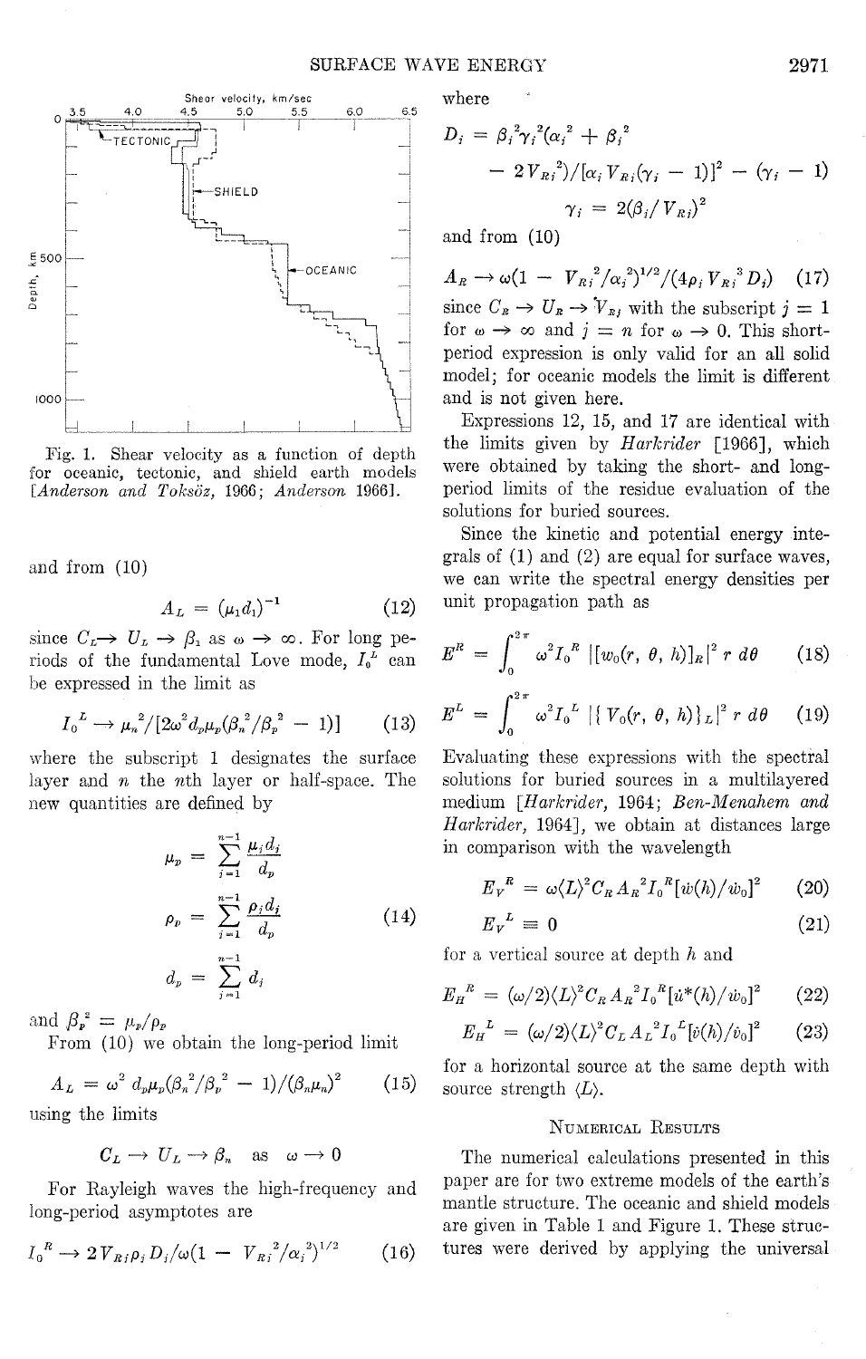Fig. 1. Shear velocity as a function of depth for oceanic, tectonic, and shield earth models [*Anderson and Toksöz*, 1966; *Anderson* 1966].

and from (10)

$$A_L = (\mu_1 d_1)^{-1} \tag{12}$$

since $C_L \rightarrow U_L \rightarrow \beta_1$ as $\omega \rightarrow \infty$. For long periods of the fundamental Love mode, $I_0^L$ can be expressed in the limit as

$$I_0^L \rightarrow \mu_n^2/[2\omega^2 d_p \mu_p(\beta_n^2/\beta_p^2 - 1)] \tag{13}$$

where the subscript 1 designates the surface layer and $n$ the $n$th layer or half-space. The new quantities are defined by

$$\mu_p = \sum_{j=1}^{n-1} \frac{\mu_j d_j}{d_p}$$

$$\rho_p = \sum_{j=1}^{n-1} \frac{\rho_j d_j}{d_p} \tag{14}$$

$$d_p = \sum_{j=1}^{n-1} d_j$$

and $\beta_p^2 = \mu_p/\rho_p$

From (10) we obtain the long-period limit

$$A_L = \omega^2 d_p \mu_p(\beta_n^2/\beta_p^2 - 1)/(\beta_n \mu_n)^2 \tag{15}$$

using the limits

$$C_L \rightarrow U_L \rightarrow \beta_n \quad \text{as} \quad \omega \rightarrow 0$$

For Rayleigh waves the high-frequency and long-period asymptotes are

$$I_0^R \rightarrow 2V_{Rj}\rho_j D_j/\omega(1 - V_{Rj}^2/\alpha_j^2)^{1/2} \tag{16}$$

where

$$D_j = \beta_j^2\gamma_j^2(\alpha_j^2 + \beta_j^2 - 2V_{Rj}^2)/[\alpha_j V_{Rj}(\gamma_j - 1)]^2 - (\gamma_j - 1)$$

$$\gamma_j = 2(\beta_j/V_{Rj})^2$$

and from (10)

$$A_R \rightarrow \omega(1 - V_{Rj}^2/\alpha_j^2)^{1/2}/(4\rho_j V_{Rj}^3 D_j) \tag{17}$$

since $C_R \rightarrow U_R \rightarrow V_{Rj}$ with the subscript $j = 1$ for $\omega \rightarrow \infty$ and $j = n$ for $\omega \rightarrow 0$. This short-period expression is only valid for an all solid model; for oceanic models the limit is different and is not given here.

Expressions 12, 15, and 17 are identical with the limits given by *Harkrider* [1966], which were obtained by taking the short- and long-period limits of the residue evaluation of the solutions for buried sources.

Since the kinetic and potential energy integrals of (1) and (2) are equal for surface waves, we can write the spectral energy densities per unit propagation path as

$$E^R = \int_0^{2\pi} \omega^2 I_0^R \, |[w_0(r, \theta, h)]_R|^2 \, r \, d\theta \tag{18}$$

$$E^L = \int_0^{2\pi} \omega^2 I_0^L \, |\{V_0(r, \theta, h)\}_L|^2 \, r \, d\theta \tag{19}$$

Evaluating these expressions with the spectral solutions for buried sources in a multilayered medium [*Harkrider*, 1964; *Ben-Menahem and Harkrider*, 1964], we obtain at distances large in comparison with the wavelength

$$E_V^R = \omega \langle L \rangle^2 C_R A_R^2 I_0^R [\dot{w}(h)/\dot{w}_0]^2 \tag{20}$$

$$E_V^L \equiv 0 \tag{21}$$

for a vertical source at depth $h$ and

$$E_H^R = (\omega/2)\langle L \rangle^2 C_R A_R^2 I_0^R [\dot{u}^*(h)/\dot{w}_0]^2 \tag{22}$$

$$E_H^L = (\omega/2)\langle L \rangle^2 C_L A_L^2 I_0^L [\dot{v}(h)/\dot{v}_0]^2 \tag{23}$$

for a horizontal source at the same depth with source strength $\langle L \rangle$.

## Numerical Results

The numerical calculations presented in this paper are for two extreme models of the earth's mantle structure. The oceanic and shield models are given in Table 1 and Figure 1. These structures were derived by applying the universal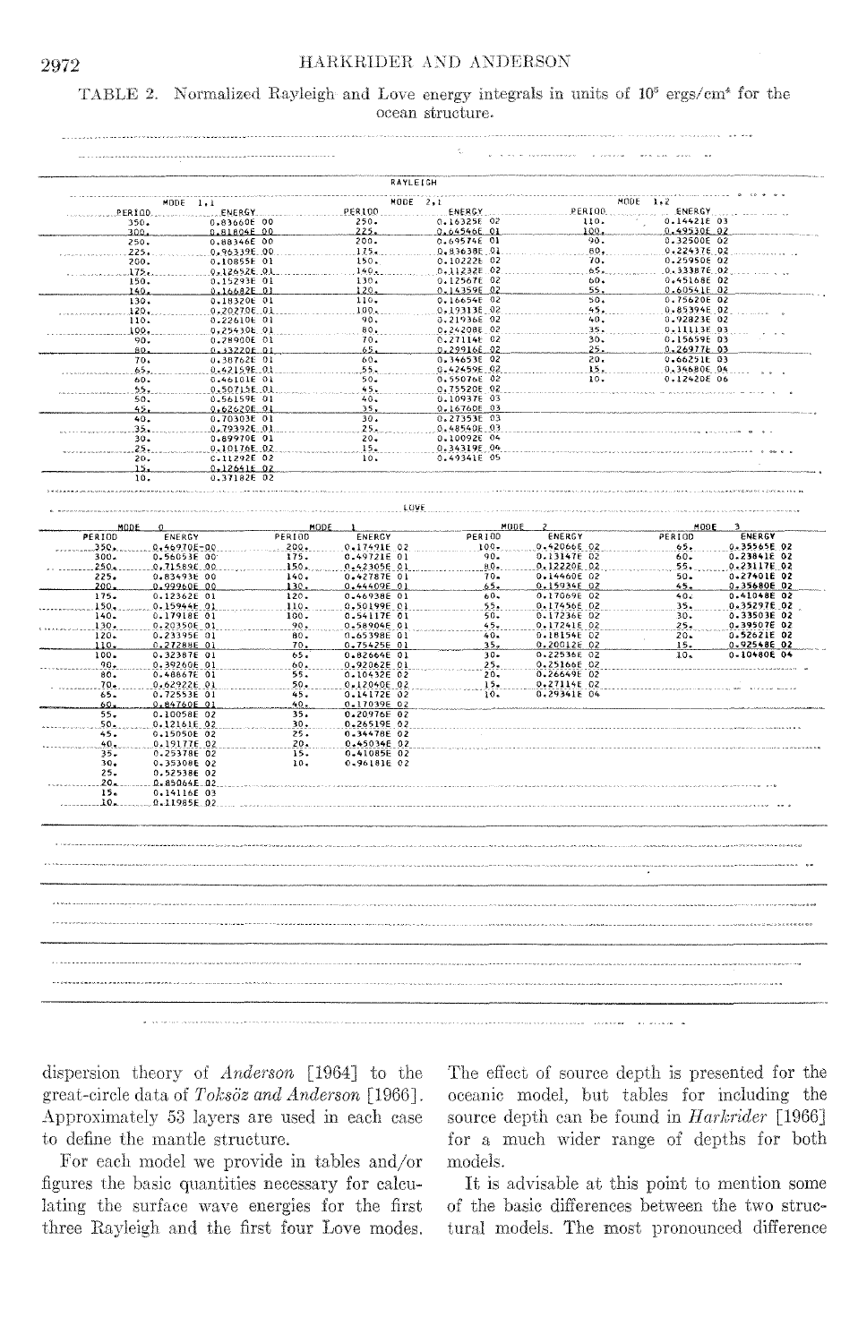TABLE 2. Normalized Rayleigh and Love energy integrals in units of $10^5$ ergs/cm$^2$ for the ocean structure.

RAYLEIGH

| MODE 1,1 PERIOD | ENERGY | MODE 2,1 PERIOD | ENERGY | MODE 1,2 PERIOD | ENERGY |
|---|---|---|---|---|---|
| 350. | 0.83660E 00 | 250. | 0.16325E 02 | 110. | 0.14421E 03 |
| 300. | 0.81804E 00 | 225. | 0.64546E 01 | 100. | 0.49530E 02 |
| 250. | 0.88346E 00 | 200. | 0.69574E 01 | 90. | 0.32500E 02 |
| 225. | 0.96339E 00 | 175. | 0.83638E 01 | 80. | 0.22437E 02 |
| 200. | 0.10865E 01 | 150. | 0.10222E 02 | 70. | 0.25950E 02 |
| 175. | 0.12652E 01 | 140. | 0.11232E 02 | 65. | 0.33387E 02 |
| 150. | 0.15293E 01 | 130. | 0.12567E 02 | 60. | 0.45168E 02 |
| 140. | 0.16682E 01 | 120. | 0.14359E 02 | 55. | 0.60541E 02 |
| 130. | 0.18320E 01 | 110. | 0.16654E 02 | 50. | 0.75620E 02 |
| 120. | 0.20270E 01 | 100. | 0.19313E 02 | 45. | 0.85394E 02 |
| 110. | 0.22610E 01 | 90. | 0.21936E 02 | 40. | 0.92823E 02 |
| 100. | 0.25430E 01 | 80. | 0.24208E 02 | 35. | 0.11113E 03 |
| 90. | 0.28900E 01 | 70. | 0.27114E 02 | 30. | 0.15659E 03 |
| 80. | 0.33220E 01 | 65. | 0.29916E 02 | 25. | 0.26977E 03 |
| 70. | 0.38762E 01 | 60. | 0.34653E 02 | 20. | 0.66251E 03 |
| 65. | 0.42159E 01 | 55. | 0.42459E 02 | 15. | 0.34680E 04 |
| 60. | 0.46101E 01 | 50. | 0.55076E 02 | 10. | 0.12420E 06 |
| 55. | 0.50715E 01 | 45. | 0.75520E 02 | | |
| 50. | 0.56159E 01 | 40. | 0.10937E 03 | | |
| 45. | 0.62620E 01 | 35. | 0.16760E 03 | | |
| 40. | 0.70303E 01 | 30. | 0.27353E 03 | | |
| 35. | 0.79392E 01 | 25. | 0.48540E 03 | | |
| 30. | 0.89970E 01 | 20. | 0.10092E 04 | | |
| 25. | 0.10176E 02 | 15. | 0.34319E 04 | | |
| 20. | 0.11292E 02 | 10. | 0.49341E 05 | | |
| 15. | 0.12641E 02 | | | | |
| 10. | 0.37182E 02 | | | | |

LOVE

| MODE 0 PERIOD | ENERGY | MODE 1 PERIOD | ENERGY | MODE 2 PERIOD | ENERGY | MODE 3 PERIOD | ENERGY |
|---|---|---|---|---|---|---|---|
| 350. | 0.46970E 00 | 200. | 0.17491E 02 | 100. | 0.42066E 02 | 65. | 0.35565E 02 |
| 300. | 0.56053E 00 | 175. | 0.49721E 01 | 90. | 0.13147E 02 | 60. | 0.23841E 02 |
| 250. | 0.71589E 00 | 150. | 0.42305E 01 | 80. | 0.12220E 02 | 55. | 0.23117E 02 |
| 225. | 0.83493E 00 | 140. | 0.42787E 01 | 70. | 0.14460E 02 | 50. | 0.27401E 02 |
| 200. | 0.99960E 00 | 130. | 0.44409E 01 | 65. | 0.15934E 02 | 45. | 0.35680E 02 |
| 175. | 0.12362E 01 | 120. | 0.46938E 01 | 60. | 0.17069E 02 | 40. | 0.41048E 02 |
| 150. | 0.15944E 01 | 110. | 0.50199E 01 | 55. | 0.17456E 02 | 35. | 0.35297E 02 |
| 140. | 0.17918E 01 | 100. | 0.54117E 01 | 50. | 0.17236E 02 | 30. | 0.33503E 02 |
| 130. | 0.20350E 01 | 90. | 0.58906E 01 | 45. | 0.17241E 02 | 25. | 0.39507E 02 |
| 120. | 0.23395E 01 | 80. | 0.65398E 01 | 40. | 0.18154E 02 | 20. | 0.52621E 02 |
| 110. | 0.27288E 01 | 70. | 0.75425E 01 | 35. | 0.20012E 02 | 15. | 0.92548E 02 |
| 100. | 0.32387E 01 | 65. | 0.82664E 01 | 30. | 0.22536E 02 | 10. | 0.10480E 04 |
| 90. | 0.39260E 01 | 60. | 0.92062E 01 | 25. | 0.25166E 02 | | |
| 80. | 0.48867E 01 | 55. | 0.10432E 02 | 20. | 0.26649E 02 | | |
| 70. | 0.62922E 01 | 50. | 0.12040E 02 | 15. | 0.27114E 02 | | |
| 65. | 0.72553E 01 | 45. | 0.14172E 02 | 10. | 0.29341E 04 | | |
| 60. | 0.84760E 01 | 40. | 0.17039E 02 | | | | |
| 55. | 0.10058E 02 | 35. | 0.20976E 02 | | | | |
| 50. | 0.12161E 02 | 30. | 0.26519E 02 | | | | |
| 45. | 0.15050E 02 | 25. | 0.34478E 02 | | | | |
| 40. | 0.19177E 02 | 20. | 0.45034E 02 | | | | |
| 35. | 0.25378E 02 | 15. | 0.41085E 02 | | | | |
| 30. | 0.35308E 02 | 10. | 0.96181E 02 | | | | |
| 25. | 0.52538E 02 | | | | | | |
| 20. | 0.85064E 02 | | | | | | |
| 15. | 0.14116E 03 | | | | | | |
| 10. | 0.11985E 02 | | | | | | |

dispersion theory of *Anderson* [1964] to the great-circle data of *Toksöz and Anderson* [1966]. Approximately 53 layers are used in each case to define the mantle structure.

For each model we provide in tables and/or figures the basic quantities necessary for calculating the surface wave energies for the first three Rayleigh and the first four Love modes. The effect of source depth is presented for the oceanic model, but tables for including the source depth can be found in *Harkrider* [1966] for a much wider range of depths for both models.

It is advisable at this point to mention some of the basic differences between the two structural models. The most pronounced difference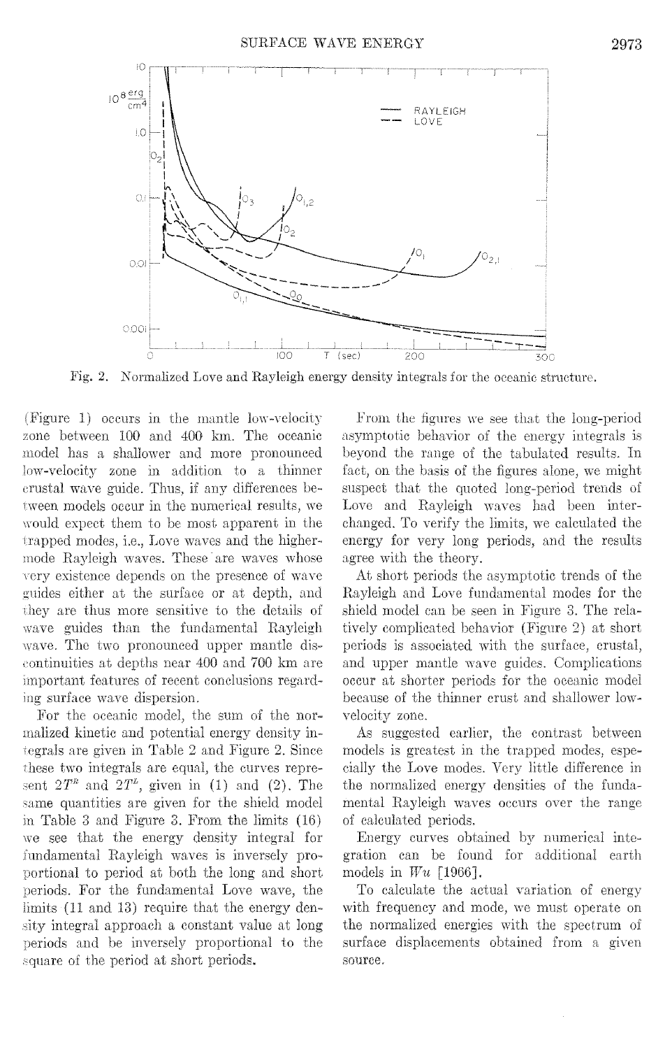Fig. 2. Normalized Love and Rayleigh energy density integrals for the oceanic structure.

(Figure 1) occurs in the mantle low-velocity zone between 100 and 400 km. The oceanic model has a shallower and more pronounced low-velocity zone in addition to a thinner crustal wave guide. Thus, if any differences between models occur in the numerical results, we would expect them to be most apparent in the trapped modes, i.e., Love waves and the higher-mode Rayleigh waves. These are waves whose very existence depends on the presence of wave guides either at the surface or at depth, and they are thus more sensitive to the details of wave guides than the fundamental Rayleigh wave. The two pronounced upper mantle discontinuities at depths near 400 and 700 km are important features of recent conclusions regarding surface wave dispersion.

For the oceanic model, the sum of the normalized kinetic and potential energy density integrals are given in Table 2 and Figure 2. Since these two integrals are equal, the curves represent $2T^R$ and $2T^L$, given in (1) and (2). The same quantities are given for the shield model in Table 3 and Figure 3. From the limits (16) we see that the energy density integral for fundamental Rayleigh waves is inversely proportional to period at both the long and short periods. For the fundamental Love wave, the limits (11 and 13) require that the energy density integral approach a constant value at long periods and be inversely proportional to the square of the period at short periods.

From the figures we see that the long-period asymptotic behavior of the energy integrals is beyond the range of the tabulated results. In fact, on the basis of the figures alone, we might suspect that the quoted long-period trends of Love and Rayleigh waves had been interchanged. To verify the limits, we calculated the energy for very long periods, and the results agree with the theory.

At short periods the asymptotic trends of the Rayleigh and Love fundamental modes for the shield model can be seen in Figure 3. The relatively complicated behavior (Figure 2) at short periods is associated with the surface, crustal, and upper mantle wave guides. Complications occur at shorter periods for the oceanic model because of the thinner crust and shallower low-velocity zone.

As suggested earlier, the contrast between models is greatest in the trapped modes, especially the Love modes. Very little difference in the normalized energy densities of the fundamental Rayleigh waves occurs over the range of calculated periods.

Energy curves obtained by numerical integration can be found for additional earth models in *Wu* [1966].

To calculate the actual variation of energy with frequency and mode, we must operate on the normalized energies with the spectrum of surface displacements obtained from a given source.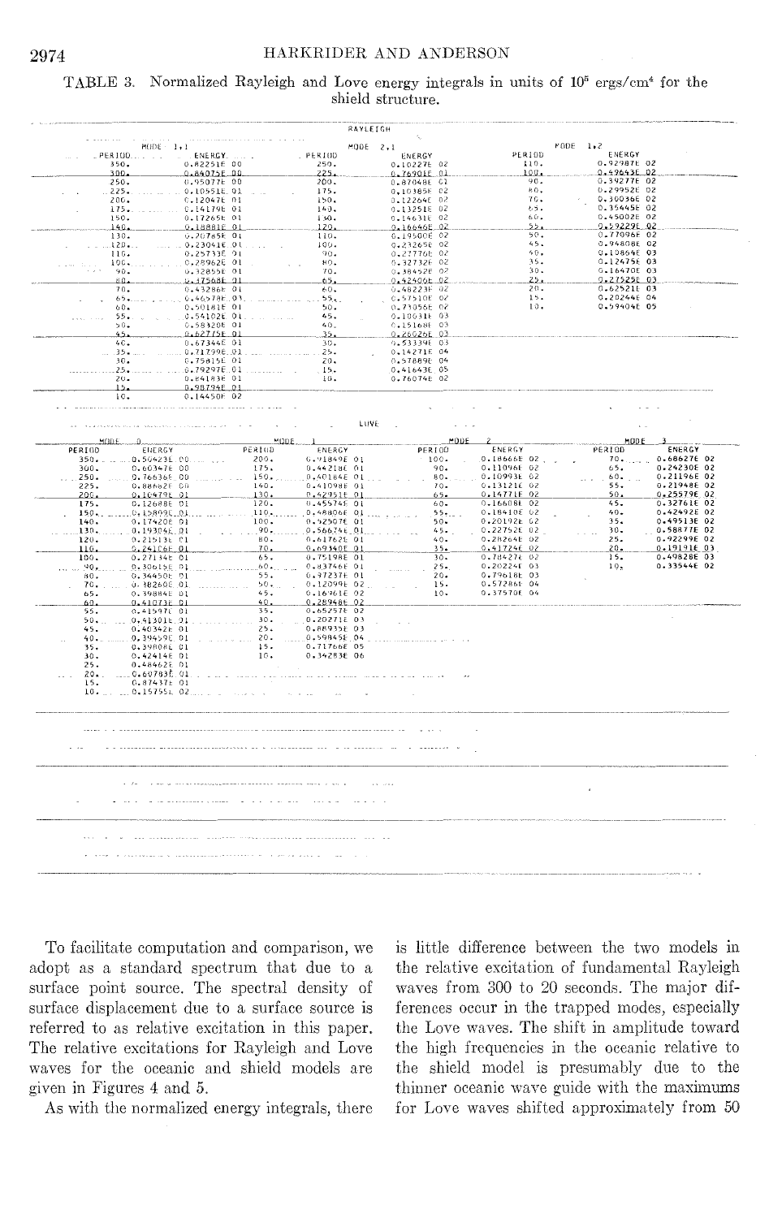TABLE 3. Normalized Rayleigh and Love energy integrals in units of $10^5$ ergs/cm⁴ for the shield structure.

**RAYLEIGH**

| MODE 1,1 PERIOD | ENERGY | MODE 2,1 PERIOD | ENERGY | MODE 1,2 PERIOD | ENERGY |
|---|---|---|---|---|---|
| 350. | 0.82251E 00 | 250. | 0.10227E 02 | 110. | 0.92987E 02 |
| 300. | 0.84075E 00 | 225. | 0.76901E 01 | 100. | 0.49643E 02 |
| 250. | 0.95077E 00 | 200. | 0.87048E 01 | 90. | 0.34277E 02 |
| 225. | 0.10551E 01 | 175. | 0.10385E 02 | 80. | 0.29952E 02 |
| 200. | 0.12047E 01 | 150. | 0.12264E 02 | 70. | 0.30036E 02 |
| 175. | 0.14179E 01 | 140. | 0.13251E 02 | 65. | 0.35445E 02 |
| 150. | 0.17265E 01 | 130. | 0.14631E 02 | 60. | 0.45002E 02 |
| 140. | 0.18881E 01 | 120. | 0.16646E 02 | 55. | 0.59229E 02 |
| 130. | 0.20785E 01 | 110. | 0.19500E 02 | 50. | 0.77096E 02 |
| 120. | 0.23041E 01 | 100. | 0.23265E 02 | 45. | 0.94808E 02 |
| 110. | 0.25733E 01 | 90. | 0.27776E 02 | 40. | 0.10864E 03 |
| 100. | 0.28962E 01 | 80. | 0.32732E 02 | 35. | 0.12475E 03 |
| 90. | 0.32855E 01 | 70. | 0.38452E 02 | 30. | 0.16470E 03 |
| 80. | 0.37568E 01 | 65. | 0.42406E 02 | 25. | 0.27525E 03 |
| 70. | 0.43286E 01 | 60. | 0.48223E 02 | 20. | 0.62521E 03 |
| 65. | 0.46578E 01 | 55. | 0.57510E 02 | 15. | 0.20244E 04 |
| 60. | 0.50181E 01 | 50. | 0.71056E 02 | 10. | 0.59404E 05 |
| 55. | 0.54102E 01 | 45. | 0.10031E 03 | | |
| 50. | 0.58320E 01 | 40. | 0.15168E 03 | | |
| 45. | 0.62775E 01 | 35. | 0.26026E 03 | | |
| 40. | 0.67344E 01 | 30. | 0.53339E 03 | | |
| 35. | 0.71799E 01 | 25. | 0.14271E 04 | | |
| 30. | 0.75815E 01 | 20. | 0.57889E 04 | | |
| 25. | 0.79297E 01 | 15. | 0.41643E 05 | | |
| 20. | 0.84183E 01 | 10. | 0.76074E 02 | | |
| 15. | 0.98794E 01 | | | | |
| 10. | 0.14450E 02 | | | | |

**LOVE**

| MODE 0 PERIOD | ENERGY | MODE 1 PERIOD | ENERGY | MODE 2 PERIOD | ENERGY | MODE 3 PERIOD | ENERGY |
|---|---|---|---|---|---|---|---|
| 350. | 0.50423E 00 | 200. | 0.91849E 01 | 100. | 0.18666E 02 | 70. | 0.68627E 02 |
| 300. | 0.60347E 00 | 175. | 0.44218E 01 | 90. | 0.11096E 02 | 65. | 0.24230E 02 |
| 250. | 0.76636E 00 | 150. | 0.40184E 01 | 80. | 0.10993E 02 | 60. | 0.21196E 02 |
| 225. | 0.88662E 00 | 140. | 0.41098E 01 | 70. | 0.13121E 02 | 55. | 0.21948E 02 |
| 200. | 0.10479E 01 | 130. | 0.42951E 01 | 65. | 0.14771E 02 | 50. | 0.25579E 02 |
| 175. | 0.12688E 01 | 120. | 0.45574E 01 | 60. | 0.16608E 02 | 45. | 0.32761E 02 |
| 150. | 0.15809E 01 | 110. | 0.48806E 01 | 55. | 0.18410E 02 | 40. | 0.42492E 02 |
| 140. | 0.17420E 01 | 100. | 0.52507E 01 | 50. | 0.20192E 02 | 35. | 0.49513E 02 |
| 130. | 0.19304E 01 | 90. | 0.56674E 01 | 45. | 0.22752E 02 | 30. | 0.58877E 02 |
| 120. | 0.21513E 01 | 80. | 0.61762E 01 | 40. | 0.28264E 02 | 25. | 0.92299E 02 |
| 110. | 0.24106E 01 | 70. | 0.69340E 01 | 35. | 0.41724E 02 | 20. | 0.19191E 03 |
| 100. | 0.27134E 01 | 65. | 0.75198E 01 | 30. | 0.78427E 02 | 15. | 0.49828E 03 |
| 90. | 0.30615E 01 | 60. | 0.83746E 01 | 25. | 0.20224E 03 | 10. | 0.33544E 02 |
| 80. | 0.34450E 01 | 55. | 0.97237E 01 | 20. | 0.79618E 03 | | |
| 70. | 0.38260E 01 | 50. | 0.12099E 02 | 15. | 0.57286E 04 | | |
| 65. | 0.39884E 01 | 45. | 0.16961E 02 | 10. | 0.37570E 04 | | |
| 60. | 0.41073E 01 | 40. | 0.28948E 02 | | | | |
| 55. | 0.41597E 01 | 35. | 0.65257E 02 | | | | |
| 50. | 0.41301E 01 | 30. | 0.20271E 03 | | | | |
| 45. | 0.40342E 01 | 25. | 0.88935E 03 | | | | |
| 40. | 0.39459E 01 | 20. | 0.59845E 04 | | | | |
| 35. | 0.39808E 01 | 15. | 0.71766E 05 | | | | |
| 30. | 0.42414E 01 | 10. | 0.34283E 06 | | | | |
| 25. | 0.48462E 01 | | | | | | |
| 20. | 0.60783E 01 | | | | | | |
| 15. | 0.87437E 01 | | | | | | |
| 10. | 0.15755E 02 | | | | | | |

To facilitate computation and comparison, we adopt as a standard spectrum that due to a surface point source. The spectral density of surface displacement due to a surface source is referred to as relative excitation in this paper. The relative excitations for Rayleigh and Love waves for the oceanic and shield models are given in Figures 4 and 5.

As with the normalized energy integrals, there is little difference between the two models in the relative excitation of fundamental Rayleigh waves from 300 to 20 seconds. The major differences occur in the trapped modes, especially the Love waves. The shift in amplitude toward the high frequencies in the oceanic relative to the shield model is presumably due to the thinner oceanic wave guide with the maximums for Love waves shifted approximately from 50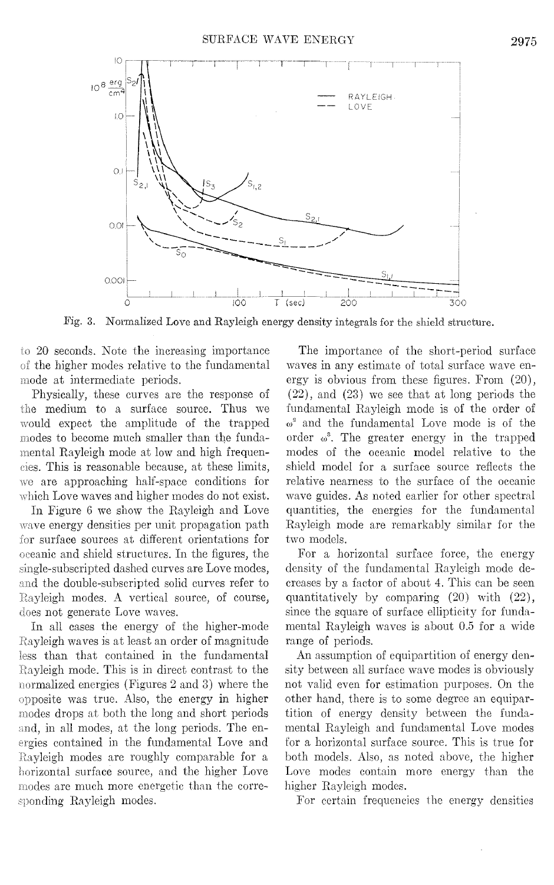Fig. 3. Normalized Love and Rayleigh energy density integrals for the shield structure.

to 20 seconds. Note the increasing importance of the higher modes relative to the fundamental mode at intermediate periods.

Physically, these curves are the response of the medium to a surface source. Thus we would expect the amplitude of the trapped modes to become much smaller than the fundamental Rayleigh mode at low and high frequencies. This is reasonable because, at these limits, we are approaching half-space conditions for which Love waves and higher modes do not exist.

In Figure 6 we show the Rayleigh and Love wave energy densities per unit propagation path for surface sources at different orientations for oceanic and shield structures. In the figures, the single-subscripted dashed curves are Love modes, and the double-subscripted solid curves refer to Rayleigh modes. A vertical source, of course, does not generate Love waves.

In all cases the energy of the higher-mode Rayleigh waves is at least an order of magnitude less than that contained in the fundamental Rayleigh mode. This is in direct contrast to the normalized energies (Figures 2 and 3) where the opposite was true. Also, the energy in higher modes drops at both the long and short periods and, in all modes, at the long periods. The energies contained in the fundamental Love and Rayleigh modes are roughly comparable for a horizontal surface source, and the higher Love modes are much more energetic than the corresponding Rayleigh modes.

The importance of the short-period surface waves in any estimate of total surface wave energy is obvious from these figures. From (20), (22), and (23) we see that at long periods the fundamental Rayleigh mode is of the order of $\omega^2$ and the fundamental Love mode is of the order $\omega^3$. The greater energy in the trapped modes of the oceanic model relative to the shield model for a surface source reflects the relative nearness to the surface of the oceanic wave guides. As noted earlier for other spectral quantities, the energies for the fundamental Rayleigh mode are remarkably similar for the two models.

For a horizontal surface force, the energy density of the fundamental Rayleigh mode decreases by a factor of about 4. This can be seen quantitatively by comparing (20) with (22), since the square of surface ellipticity for fundamental Rayleigh waves is about 0.5 for a wide range of periods.

An assumption of equipartition of energy density between all surface wave modes is obviously not valid even for estimation purposes. On the other hand, there is to some degree an equipartition of energy density between the fundamental Rayleigh and fundamental Love modes for a horizontal surface source. This is true for both models. Also, as noted above, the higher Love modes contain more energy than the higher Rayleigh modes.

For certain frequencies the energy densities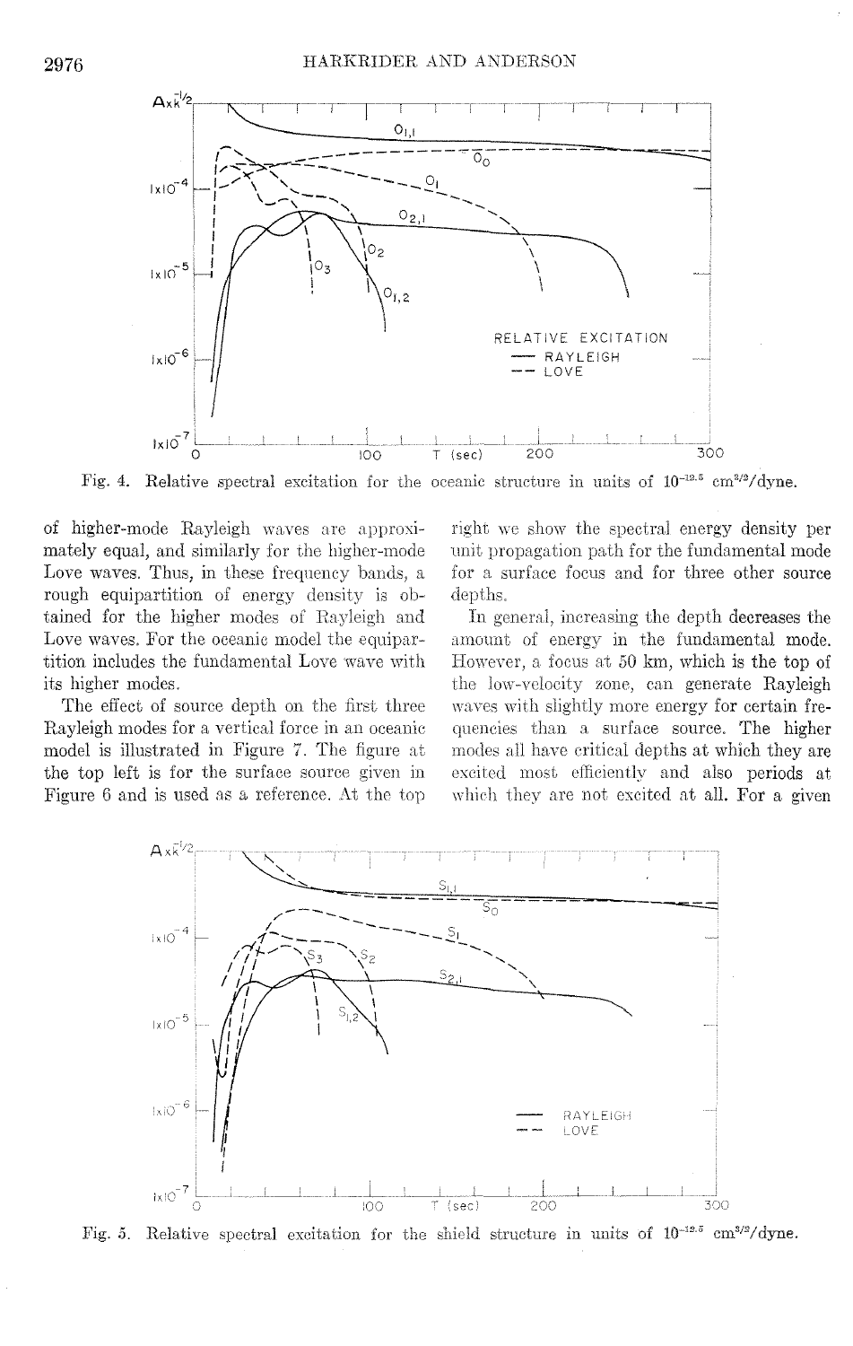Fig. 4. Relative spectral excitation for the oceanic structure in units of $10^{-12.5}$ cm$^{3/2}$/dyne.

of higher-mode Rayleigh waves are approximately equal, and similarly for the higher-mode Love waves. Thus, in these frequency bands, a rough equipartition of energy density is obtained for the higher modes of Rayleigh and Love waves. For the oceanic model the equipartition includes the fundamental Love wave with its higher modes.

The effect of source depth on the first three Rayleigh modes for a vertical force in an oceanic model is illustrated in Figure 7. The figure at the top left is for the surface source given in Figure 6 and is used as a reference. At the top right we show the spectral energy density per unit propagation path for the fundamental mode for a surface focus and for three other source depths.

In general, increasing the depth decreases the amount of energy in the fundamental mode. However, a focus at 50 km, which is the top of the low-velocity zone, can generate Rayleigh waves with slightly more energy for certain frequencies than a surface source. The higher modes all have critical depths at which they are excited most efficiently and also periods at which they are not excited at all. For a given

Fig. 5. Relative spectral excitation for the shield structure in units of $10^{-12.5}$ cm$^{3/2}$/dyne.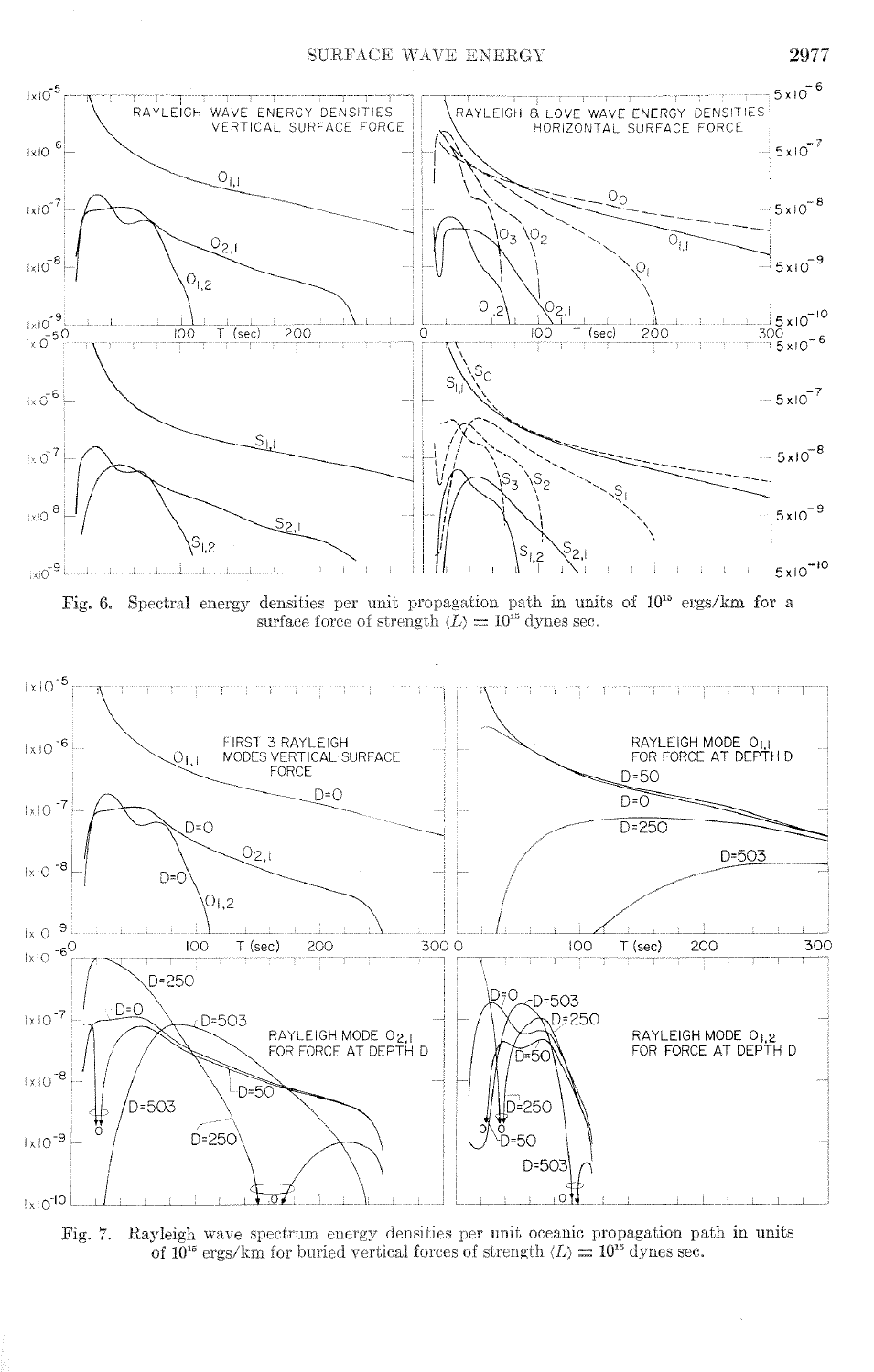Fig. 6. Spectral energy densities per unit propagation path in units of $10^{15}$ ergs/km for a surface force of strength $\langle L \rangle = 10^{15}$ dynes sec.

Fig. 7. Rayleigh wave spectrum energy densities per unit oceanic propagation path in units of $10^{15}$ ergs/km for buried vertical forces of strength $\langle L \rangle = 10^{15}$ dynes sec.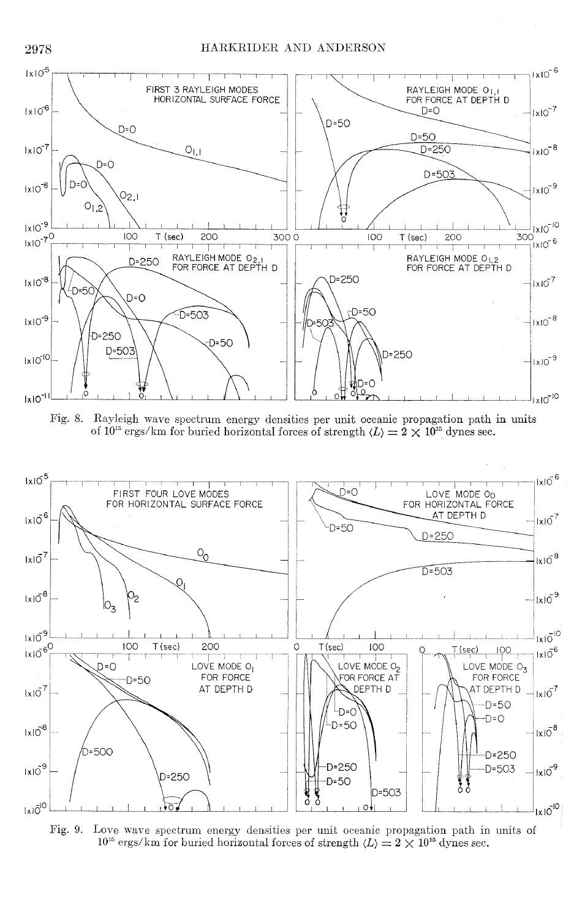Fig. 8. Rayleigh wave spectrum energy densities per unit oceanic propagation path in units of $10^{15}$ ergs/km for buried horizontal forces of strength $\langle L \rangle = 2 \times 10^{15}$ dynes sec.

Fig. 9. Love wave spectrum energy densities per unit oceanic propagation path in units of $10^{15}$ ergs/km for buried horizontal forces of strength $\langle L \rangle = 2 \times 10^{15}$ dynes sec.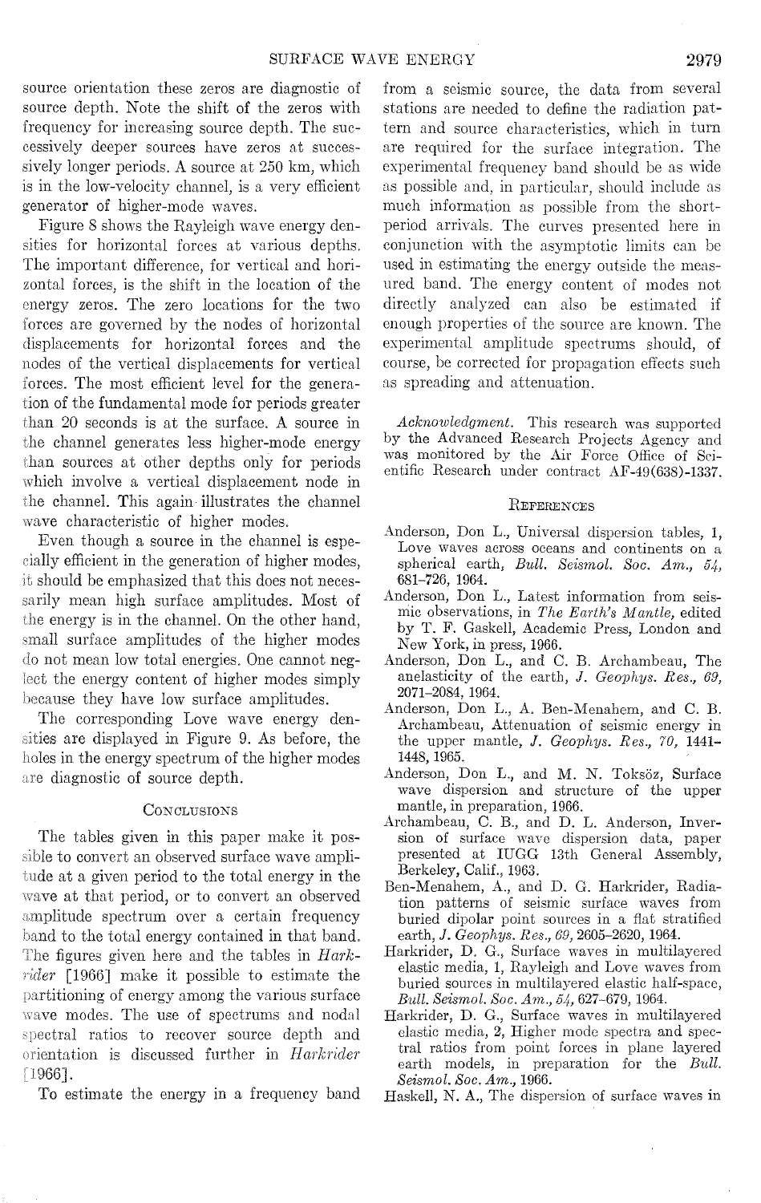source orientation these zeros are diagnostic of source depth. Note the shift of the zeros with frequency for increasing source depth. The successively deeper sources have zeros at successively longer periods. A source at 250 km, which is in the low-velocity channel, is a very efficient generator of higher-mode waves.

Figure 8 shows the Rayleigh wave energy densities for horizontal forces at various depths. The important difference, for vertical and horizontal forces, is the shift in the location of the energy zeros. The zero locations for the two forces are governed by the nodes of horizontal displacements for horizontal forces and the nodes of the vertical displacements for vertical forces. The most efficient level for the generation of the fundamental mode for periods greater than 20 seconds is at the surface. A source in the channel generates less higher-mode energy than sources at other depths only for periods which involve a vertical displacement node in the channel. This again illustrates the channel wave characteristic of higher modes.

Even though a source in the channel is especially efficient in the generation of higher modes, it should be emphasized that this does not necessarily mean high surface amplitudes. Most of the energy is in the channel. On the other hand, small surface amplitudes of the higher modes do not mean low total energies. One cannot neglect the energy content of higher modes simply because they have low surface amplitudes.

The corresponding Love wave energy densities are displayed in Figure 9. As before, the holes in the energy spectrum of the higher modes are diagnostic of source depth.

## Conclusions

The tables given in this paper make it possible to convert an observed surface wave amplitude at a given period to the total energy in the wave at that period, or to convert an observed amplitude spectrum over a certain frequency band to the total energy contained in that band. The figures given here and the tables in *Harkrider* [1966] make it possible to estimate the partitioning of energy among the various surface wave modes. The use of spectrums and nodal spectral ratios to recover source depth and orientation is discussed further in *Harkrider* [1966].

To estimate the energy in a frequency band from a seismic source, the data from several stations are needed to define the radiation pattern and source characteristics, which in turn are required for the surface integration. The experimental frequency band should be as wide as possible and, in particular, should include as much information as possible from the short-period arrivals. The curves presented here in conjunction with the asymptotic limits can be used in estimating the energy outside the measured band. The energy content of modes not directly analyzed can also be estimated if enough properties of the source are known. The experimental amplitude spectrums should, of course, be corrected for propagation effects such as spreading and attenuation.

*Acknowledgment.* This research was supported by the Advanced Research Projects Agency and was monitored by the Air Force Office of Scientific Research under contract AF-49(638)-1337.

## References

Anderson, Don L., Universal dispersion tables, 1, Love waves across oceans and continents on a spherical earth, *Bull. Seismol. Soc. Am., 54,* 681–726, 1964.

Anderson, Don L., Latest information from seismic observations, in *The Earth's Mantle,* edited by T. F. Gaskell, Academic Press, London and New York, in press, 1966.

Anderson, Don L., and C. B. Archambeau, The anelasticity of the earth, *J. Geophys. Res., 69,* 2071–2084, 1964.

Anderson, Don L., A. Ben-Menahem, and C. B. Archambeau, Attenuation of seismic energy in the upper mantle, *J. Geophys. Res., 70,* 1441–1448, 1965.

Anderson, Don L., and M. N. Toksöz, Surface wave dispersion and structure of the upper mantle, in preparation, 1966.

Archambeau, C. B., and D. L. Anderson, Inversion of surface wave dispersion data, paper presented at IUGG 13th General Assembly, Berkeley, Calif., 1963.

Ben-Menahem, A., and D. G. Harkrider, Radiation patterns of seismic surface waves from buried dipolar point sources in a flat stratified earth, *J. Geophys. Res., 69,* 2605–2620, 1964.

Harkrider, D. G., Surface waves in multilayered elastic media, 1, Rayleigh and Love waves from buried sources in multilayered elastic half-space, *Bull. Seismol. Soc. Am., 54,* 627–679, 1964.

Harkrider, D. G., Surface waves in multilayered elastic media, 2, Higher mode spectra and spectral ratios from point forces in plane layered earth models, in preparation for the *Bull. Seismol. Soc. Am.,* 1966.

Haskell, N. A., The dispersion of surface waves in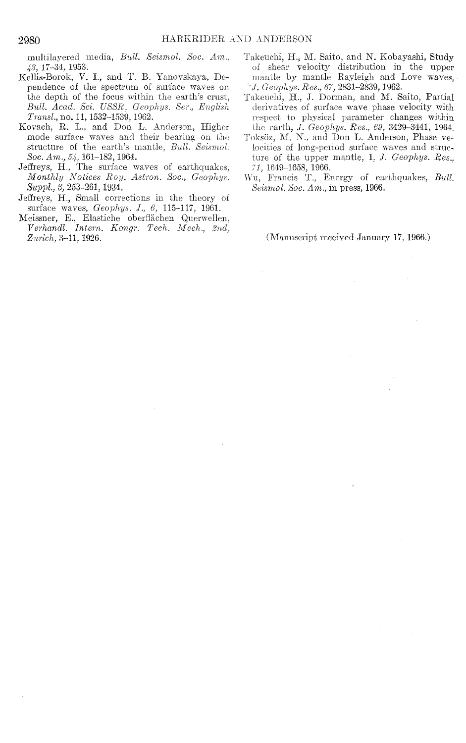multilayered media, *Bull. Seismol. Soc. Am.*, *43*, 17–34, 1953.

Kellis-Borok, V. I., and T. B. Yanovskaya, Dependence of the spectrum of surface waves on the depth of the focus within the earth's crust, *Bull. Acad. Sci. USSR, Geophys. Ser., English Transl.*, no. 11, 1532–1539, 1962.

Kovach, R. L., and Don L. Anderson, Higher mode surface waves and their bearing on the structure of the earth's mantle, *Bull. Seismol. Soc. Am.*, *54*, 161–182, 1964.

Jeffreys, H., The surface waves of earthquakes, *Monthly Notices Roy. Astron. Soc., Geophys. Suppl.*, *3*, 253–261, 1934.

Jeffreys, H., Small corrections in the theory of surface waves, *Geophys. J.*, *6*, 115–117, 1961.

Meissner, E., Elastiche oberflächen Querwellen, *Verhandl. Intern. Kongr. Tech. Mech., 2nd, Zurich*, 3–11, 1926.

Takeuchi, H., M. Saito, and N. Kobayashi, Study of shear velocity distribution in the upper mantle by mantle Rayleigh and Love waves, *J. Geophys. Res.*, *67*, 2831–2839, 1962.

Takeuchi, H., J. Dorman, and M. Saito, Partial derivatives of surface wave phase velocity with respect to physical parameter changes within the earth, *J. Geophys. Res.*, *69*, 3429–3441, 1964.

Toksöz, M. N., and Don L. Anderson, Phase velocities of long-period surface waves and structure of the upper mantle, 1, *J. Geophys. Res.*, *71*, 1649–1658, 1966.

Wu, Francis T., Energy of earthquakes, *Bull. Seismol. Soc. Am.*, in press, 1966.

(Manuscript received January 17, 1966.)